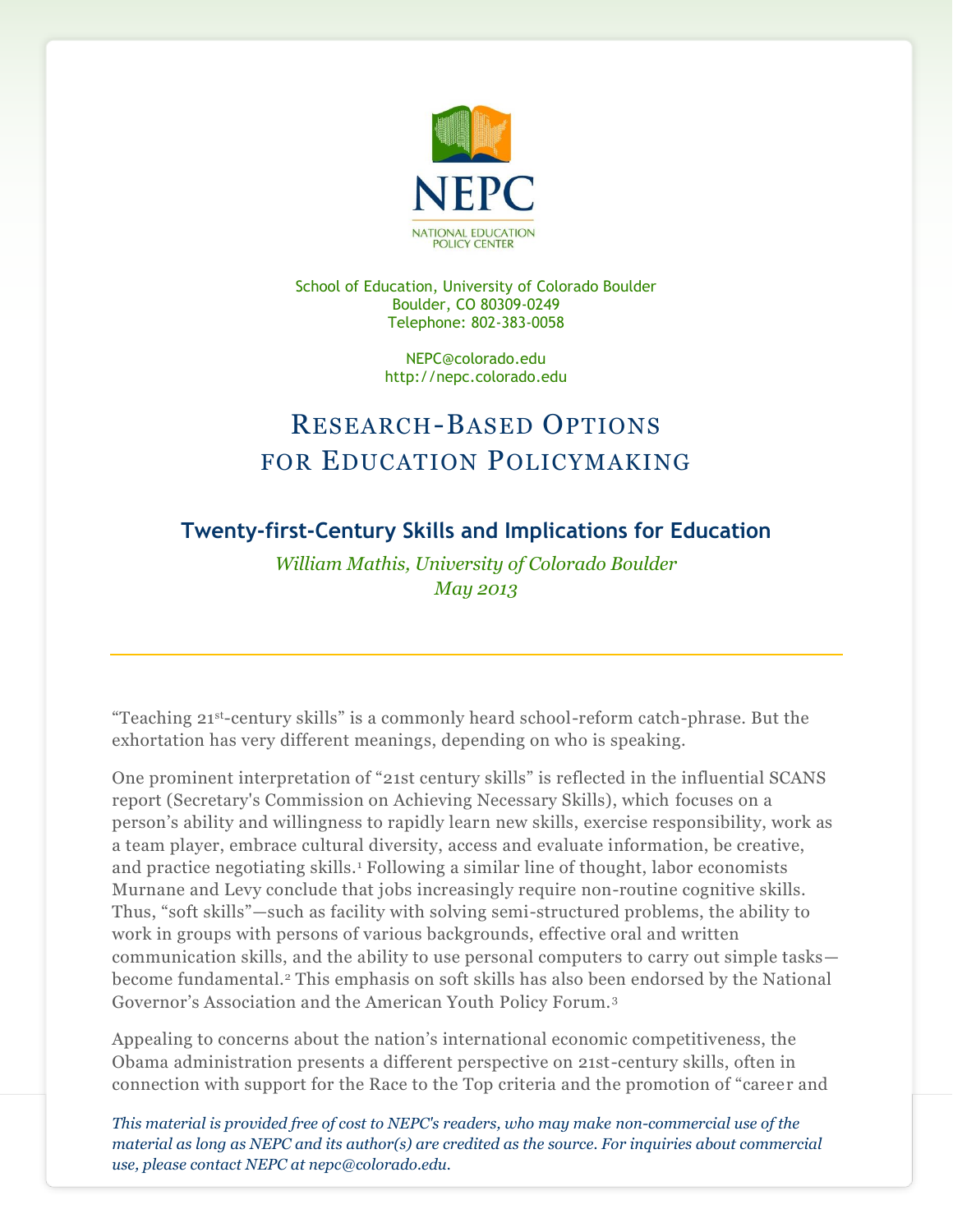NEPC

NATIONAL EDUCATION POLICY CENTER

School of Education, University of Colorado Boulder
Boulder, CO 80309-0249
Telephone: 802-383-0058

NEPC@colorado.edu
http://nepc.colorado.edu

# Research-Based Options for Education Policymaking

## Twenty-first-Century Skills and Implications for Education

*William Mathis, University of Colorado Boulder*
*May 2013*

---

"Teaching 21st-century skills" is a commonly heard school-reform catch-phrase. But the exhortation has very different meanings, depending on who is speaking.

One prominent interpretation of "21st century skills" is reflected in the influential SCANS report (Secretary's Commission on Achieving Necessary Skills), which focuses on a person's ability and willingness to rapidly learn new skills, exercise responsibility, work as a team player, embrace cultural diversity, access and evaluate information, be creative, and practice negotiating skills.[1] Following a similar line of thought, labor economists Murnane and Levy conclude that jobs increasingly require non-routine cognitive skills. Thus, "soft skills"—such as facility with solving semi-structured problems, the ability to work in groups with persons of various backgrounds, effective oral and written communication skills, and the ability to use personal computers to carry out simple tasks—become fundamental.[2] This emphasis on soft skills has also been endorsed by the National Governor's Association and the American Youth Policy Forum.[3]

Appealing to concerns about the nation's international economic competitiveness, the Obama administration presents a different perspective on 21st-century skills, often in connection with support for the Race to the Top criteria and the promotion of "career and

*This material is provided free of cost to NEPC's readers, who may make non-commercial use of the material as long as NEPC and its author(s) are credited as the source. For inquiries about commercial use, please contact NEPC at nepc@colorado.edu.*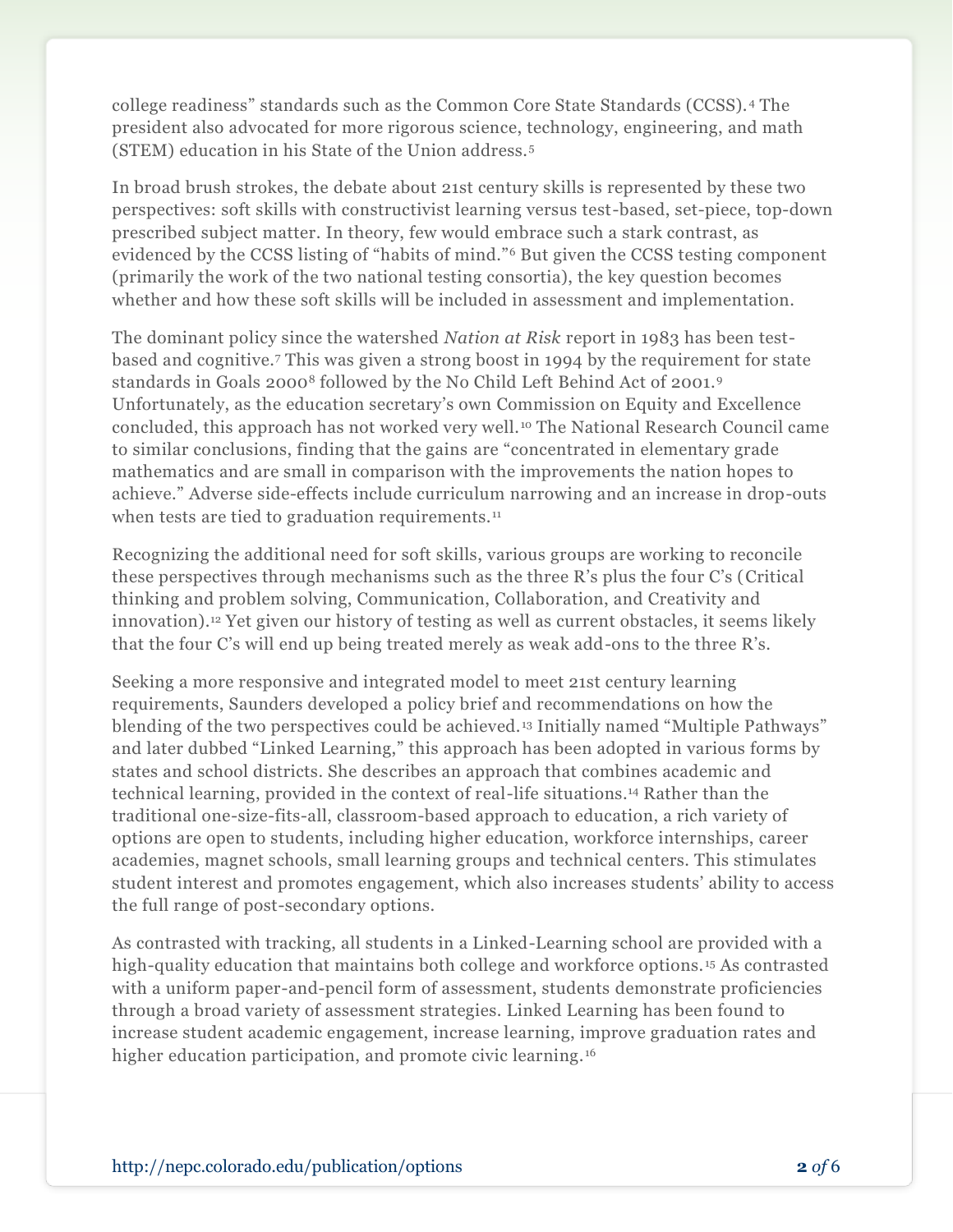college readiness" standards such as the Common Core State Standards (CCSS).[4] The president also advocated for more rigorous science, technology, engineering, and math (STEM) education in his State of the Union address.[5]

In broad brush strokes, the debate about 21st century skills is represented by these two perspectives: soft skills with constructivist learning versus test-based, set-piece, top-down prescribed subject matter. In theory, few would embrace such a stark contrast, as evidenced by the CCSS listing of "habits of mind."[6] But given the CCSS testing component (primarily the work of the two national testing consortia), the key question becomes whether and how these soft skills will be included in assessment and implementation.

The dominant policy since the watershed *Nation at Risk* report in 1983 has been test-based and cognitive.[7] This was given a strong boost in 1994 by the requirement for state standards in Goals 2000[8] followed by the No Child Left Behind Act of 2001.[9] Unfortunately, as the education secretary's own Commission on Equity and Excellence concluded, this approach has not worked very well.[10] The National Research Council came to similar conclusions, finding that the gains are "concentrated in elementary grade mathematics and are small in comparison with the improvements the nation hopes to achieve." Adverse side-effects include curriculum narrowing and an increase in drop-outs when tests are tied to graduation requirements.[11]

Recognizing the additional need for soft skills, various groups are working to reconcile these perspectives through mechanisms such as the three R's plus the four C's (Critical thinking and problem solving, Communication, Collaboration, and Creativity and innovation).[12] Yet given our history of testing as well as current obstacles, it seems likely that the four C's will end up being treated merely as weak add-ons to the three R's.

Seeking a more responsive and integrated model to meet 21st century learning requirements, Saunders developed a policy brief and recommendations on how the blending of the two perspectives could be achieved.[13] Initially named "Multiple Pathways" and later dubbed "Linked Learning," this approach has been adopted in various forms by states and school districts. She describes an approach that combines academic and technical learning, provided in the context of real-life situations.[14] Rather than the traditional one-size-fits-all, classroom-based approach to education, a rich variety of options are open to students, including higher education, workforce internships, career academies, magnet schools, small learning groups and technical centers. This stimulates student interest and promotes engagement, which also increases students' ability to access the full range of post-secondary options.

As contrasted with tracking, all students in a Linked-Learning school are provided with a high-quality education that maintains both college and workforce options.[15] As contrasted with a uniform paper-and-pencil form of assessment, students demonstrate proficiencies through a broad variety of assessment strategies. Linked Learning has been found to increase student academic engagement, increase learning, improve graduation rates and higher education participation, and promote civic learning.[16]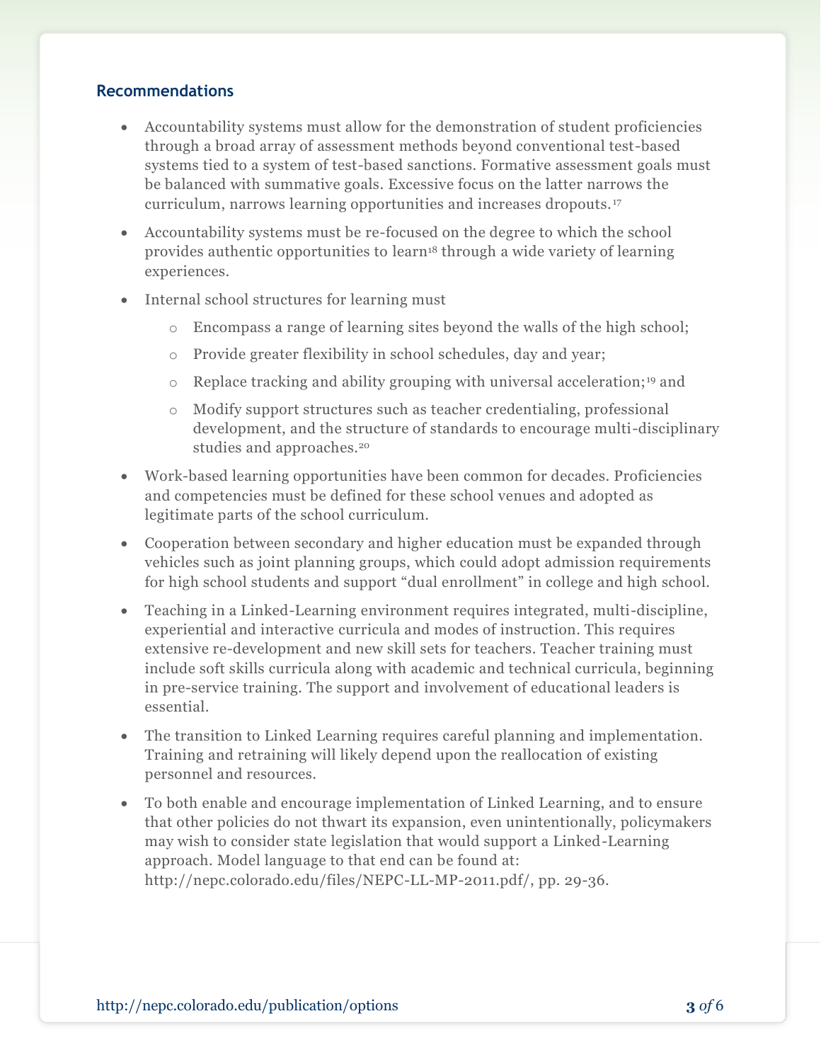## Recommendations

- Accountability systems must allow for the demonstration of student proficiencies through a broad array of assessment methods beyond conventional test-based systems tied to a system of test-based sanctions. Formative assessment goals must be balanced with summative goals. Excessive focus on the latter narrows the curriculum, narrows learning opportunities and increases dropouts.[17]
- Accountability systems must be re-focused on the degree to which the school provides authentic opportunities to learn[18] through a wide variety of learning experiences.
- Internal school structures for learning must
    - Encompass a range of learning sites beyond the walls of the high school;
    - Provide greater flexibility in school schedules, day and year;
    - Replace tracking and ability grouping with universal acceleration;[19] and
    - Modify support structures such as teacher credentialing, professional development, and the structure of standards to encourage multi-disciplinary studies and approaches.[20]
- Work-based learning opportunities have been common for decades. Proficiencies and competencies must be defined for these school venues and adopted as legitimate parts of the school curriculum.
- Cooperation between secondary and higher education must be expanded through vehicles such as joint planning groups, which could adopt admission requirements for high school students and support "dual enrollment" in college and high school.
- Teaching in a Linked-Learning environment requires integrated, multi-discipline, experiential and interactive curricula and modes of instruction. This requires extensive re-development and new skill sets for teachers. Teacher training must include soft skills curricula along with academic and technical curricula, beginning in pre-service training. The support and involvement of educational leaders is essential.
- The transition to Linked Learning requires careful planning and implementation. Training and retraining will likely depend upon the reallocation of existing personnel and resources.
- To both enable and encourage implementation of Linked Learning, and to ensure that other policies do not thwart its expansion, even unintentionally, policymakers may wish to consider state legislation that would support a Linked-Learning approach. Model language to that end can be found at: http://nepc.colorado.edu/files/NEPC-LL-MP-2011.pdf/, pp. 29-36.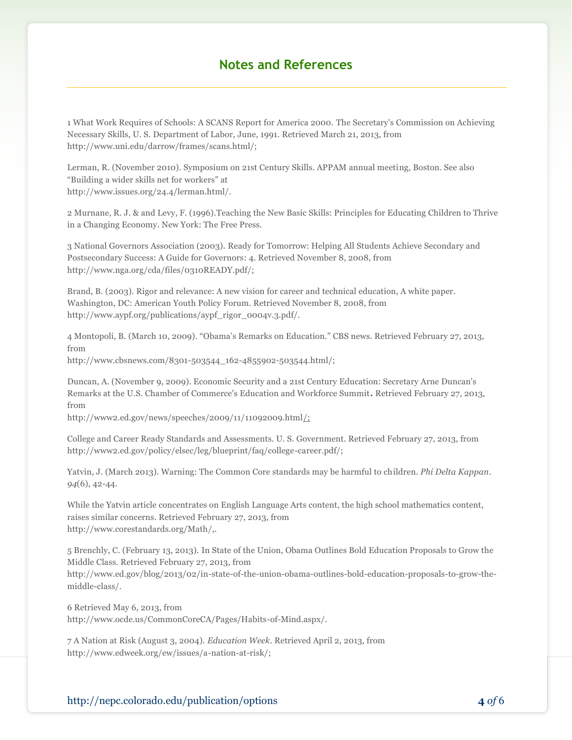## Notes and References

1 What Work Requires of Schools: A SCANS Report for America 2000. The Secretary's Commission on Achieving Necessary Skills, U. S. Department of Labor, June, 1991. Retrieved March 21, 2013, from http://www.uni.edu/darrow/frames/scans.html/;

Lerman, R. (November 2010). Symposium on 21st Century Skills. APPAM annual meeting, Boston. See also "Building a wider skills net for workers" at http://www.issues.org/24.4/lerman.html/.

2 Murnane, R. J. & and Levy, F. (1996).Teaching the New Basic Skills: Principles for Educating Children to Thrive in a Changing Economy. New York: The Free Press.

3 National Governors Association (2003). Ready for Tomorrow: Helping All Students Achieve Secondary and Postsecondary Success: A Guide for Governors: 4. Retrieved November 8, 2008, from http://www.nga.org/cda/files/0310READY.pdf/;

Brand, B. (2003). Rigor and relevance: A new vision for career and technical education, A white paper. Washington, DC: American Youth Policy Forum. Retrieved November 8, 2008, from http://www.aypf.org/publications/aypf_rigor_0004v.3.pdf/.

4 Montopoli, B. (March 10, 2009). "Obama's Remarks on Education." CBS news. Retrieved February 27, 2013, from http://www.cbsnews.com/8301-503544_162-4855902-503544.html/;

Duncan, A. (November 9, 2009). Economic Security and a 21st Century Education: Secretary Arne Duncan's Remarks at the U.S. Chamber of Commerce's Education and Workforce Summit. Retrieved February 27, 2013, from http://www2.ed.gov/news/speeches/2009/11/11092009.html/;

College and Career Ready Standards and Assessments. U. S. Government. Retrieved February 27, 2013, from http://www2.ed.gov/policy/elsec/leg/blueprint/faq/college-career.pdf/;

Yatvin, J. (March 2013). Warning: The Common Core standards may be harmful to children. *Phi Delta Kappan*. *94*(6), 42-44.

While the Yatvin article concentrates on English Language Arts content, the high school mathematics content, raises similar concerns. Retrieved February 27, 2013, from http://www.corestandards.org/Math/,.

5 Brenchly, C. (February 13, 2013). In State of the Union, Obama Outlines Bold Education Proposals to Grow the Middle Class. Retrieved February 27, 2013, from http://www.ed.gov/blog/2013/02/in-state-of-the-union-obama-outlines-bold-education-proposals-to-grow-the-middle-class/.

6 Retrieved May 6, 2013, from http://www.ocde.us/CommonCoreCA/Pages/Habits-of-Mind.aspx/.

7 A Nation at Risk (August 3, 2004). *Education Week*. Retrieved April 2, 2013, from http://www.edweek.org/ew/issues/a-nation-at-risk/;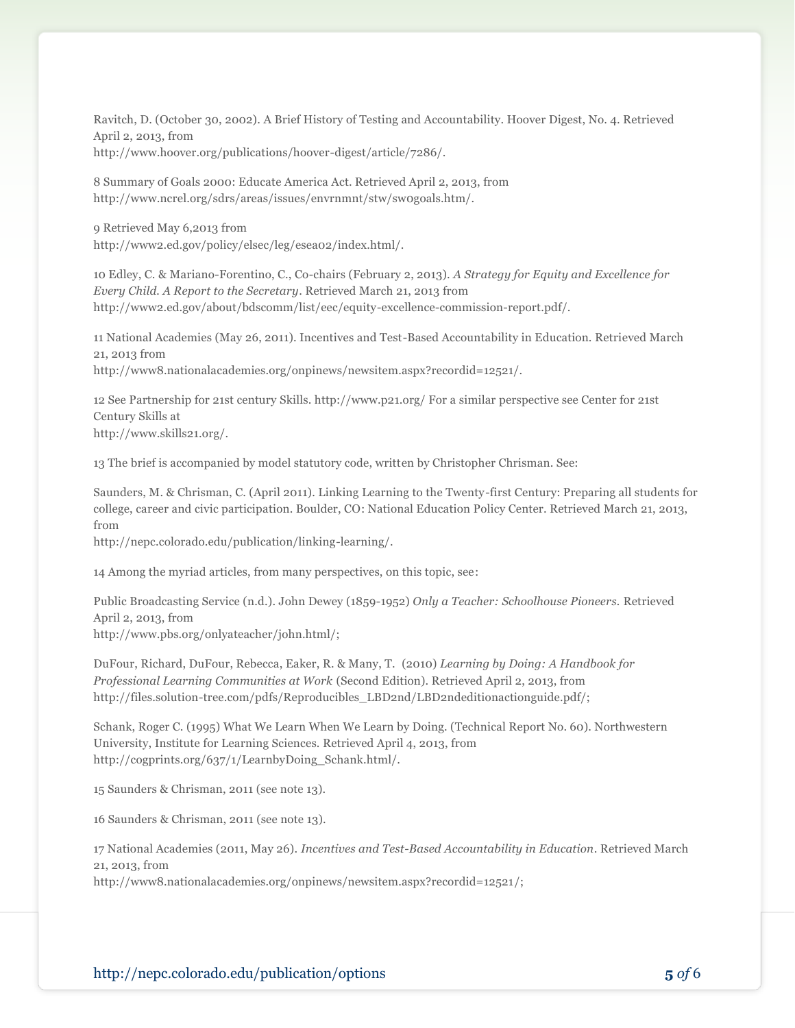Ravitch, D. (October 30, 2002). A Brief History of Testing and Accountability. Hoover Digest, No. 4. Retrieved April 2, 2013, from
http://www.hoover.org/publications/hoover-digest/article/7286/.

8 Summary of Goals 2000: Educate America Act. Retrieved April 2, 2013, from
http://www.ncrel.org/sdrs/areas/issues/envrnmnt/stw/sw0goals.htm/.

9 Retrieved May 6,2013 from
http://www2.ed.gov/policy/elsec/leg/esea02/index.html/.

10 Edley, C. & Mariano-Forentino, C., Co-chairs (February 2, 2013). *A Strategy for Equity and Excellence for Every Child. A Report to the Secretary*. Retrieved March 21, 2013 from
http://www2.ed.gov/about/bdscomm/list/eec/equity-excellence-commission-report.pdf/.

11 National Academies (May 26, 2011). Incentives and Test-Based Accountability in Education. Retrieved March 21, 2013 from
http://www8.nationalacademies.org/onpinews/newsitem.aspx?recordid=12521/.

12 See Partnership for 21st century Skills. http://www.p21.org/ For a similar perspective see Center for 21st Century Skills at
http://www.skills21.org/.

13 The brief is accompanied by model statutory code, written by Christopher Chrisman. See:

Saunders, M. & Chrisman, C. (April 2011). Linking Learning to the Twenty-first Century: Preparing all students for college, career and civic participation. Boulder, CO: National Education Policy Center. Retrieved March 21, 2013, from
http://nepc.colorado.edu/publication/linking-learning/.

14 Among the myriad articles, from many perspectives, on this topic, see:

Public Broadcasting Service (n.d.). John Dewey (1859-1952) *Only a Teacher: Schoolhouse Pioneers.* Retrieved April 2, 2013, from
http://www.pbs.org/onlyateacher/john.html/;

DuFour, Richard, DuFour, Rebecca, Eaker, R. & Many, T. (2010) *Learning by Doing: A Handbook for Professional Learning Communities at Work* (Second Edition). Retrieved April 2, 2013, from
http://files.solution-tree.com/pdfs/Reproducibles_LBD2nd/LBD2ndeditionactionguide.pdf/;

Schank, Roger C. (1995) What We Learn When We Learn by Doing. (Technical Report No. 60). Northwestern University, Institute for Learning Sciences. Retrieved April 4, 2013, from
http://cogprints.org/637/1/LearnbyDoing_Schank.html/.

15 Saunders & Chrisman, 2011 (see note 13).

16 Saunders & Chrisman, 2011 (see note 13).

17 National Academies (2011, May 26). *Incentives and Test-Based Accountability in Education*. Retrieved March 21, 2013, from
http://www8.nationalacademies.org/onpinews/newsitem.aspx?recordid=12521/;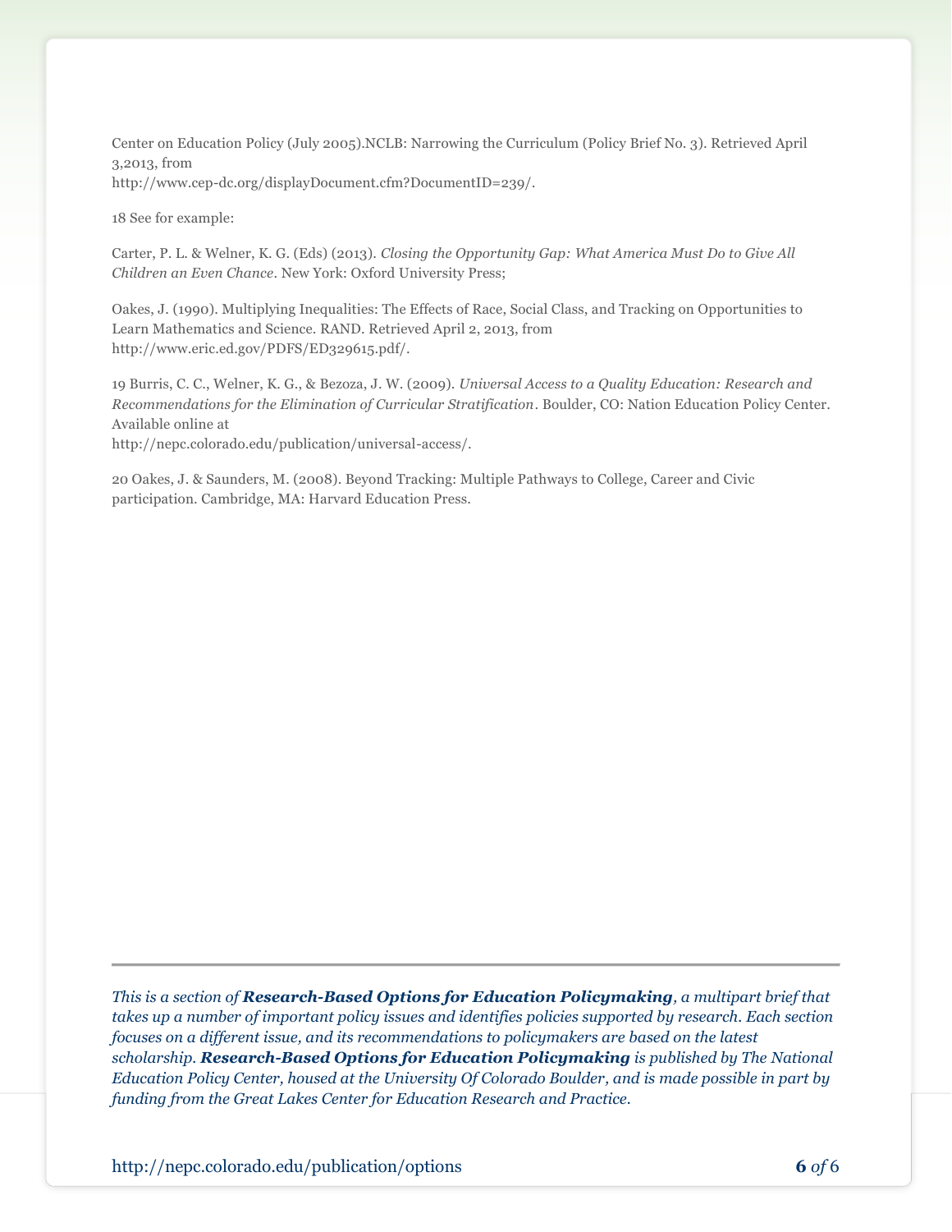Center on Education Policy (July 2005).NCLB: Narrowing the Curriculum (Policy Brief No. 3). Retrieved April 3,2013, from
http://www.cep-dc.org/displayDocument.cfm?DocumentID=239/.

18 See for example:

Carter, P. L. & Welner, K. G. (Eds) (2013). *Closing the Opportunity Gap: What America Must Do to Give All Children an Even Chance*. New York: Oxford University Press;

Oakes, J. (1990). Multiplying Inequalities: The Effects of Race, Social Class, and Tracking on Opportunities to Learn Mathematics and Science. RAND. Retrieved April 2, 2013, from
http://www.eric.ed.gov/PDFS/ED329615.pdf/.

19 Burris, C. C., Welner, K. G., & Bezoza, J. W. (2009). *Universal Access to a Quality Education: Research and Recommendations for the Elimination of Curricular Stratification*. Boulder, CO: Nation Education Policy Center. Available online at
http://nepc.colorado.edu/publication/universal-access/.

20 Oakes, J. & Saunders, M. (2008). Beyond Tracking: Multiple Pathways to College, Career and Civic participation. Cambridge, MA: Harvard Education Press.

---

*This is a section of **Research-Based Options for Education Policymaking**, a multipart brief that takes up a number of important policy issues and identifies policies supported by research. Each section focuses on a different issue, and its recommendations to policymakers are based on the latest scholarship. **Research-Based Options for Education Policymaking** is published by The National Education Policy Center, housed at the University Of Colorado Boulder, and is made possible in part by funding from the Great Lakes Center for Education Research and Practice.*

http://nepc.colorado.edu/publication/options